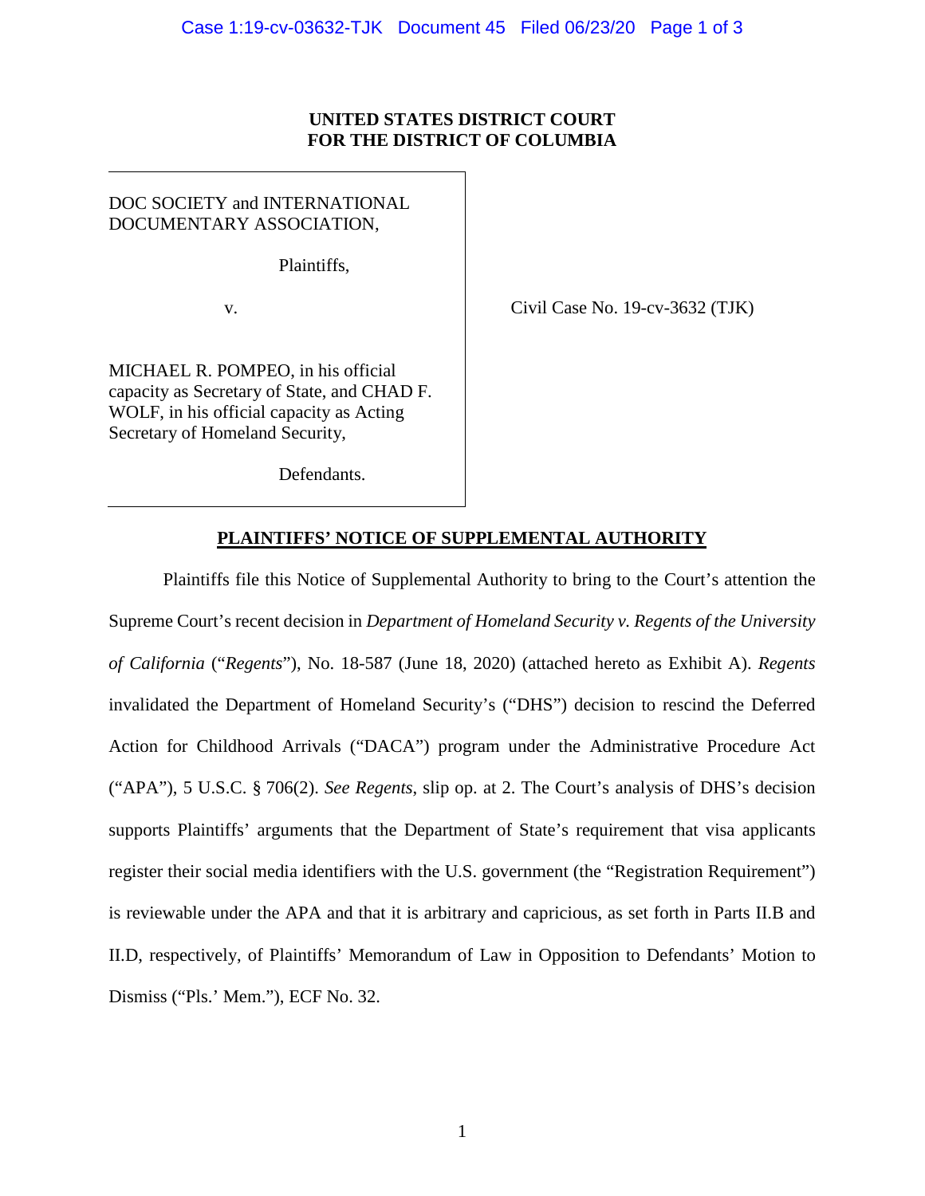**UNITED STATES DISTRICT COURT**
**FOR THE DISTRICT OF COLUMBIA**

DOC SOCIETY and INTERNATIONAL DOCUMENTARY ASSOCIATION,

Plaintiffs,

v.

MICHAEL R. POMPEO, in his official capacity as Secretary of State, and CHAD F. WOLF, in his official capacity as Acting Secretary of Homeland Security,

Defendants.

Civil Case No. 19-cv-3632 (TJK)

**PLAINTIFFS' NOTICE OF SUPPLEMENTAL AUTHORITY**

Plaintiffs file this Notice of Supplemental Authority to bring to the Court's attention the Supreme Court's recent decision in *Department of Homeland Security v. Regents of the University of California* ("*Regents*"), No. 18-587 (June 18, 2020) (attached hereto as Exhibit A). *Regents* invalidated the Department of Homeland Security's ("DHS") decision to rescind the Deferred Action for Childhood Arrivals ("DACA") program under the Administrative Procedure Act ("APA"), 5 U.S.C. § 706(2). *See Regents*, slip op. at 2. The Court's analysis of DHS's decision supports Plaintiffs' arguments that the Department of State's requirement that visa applicants register their social media identifiers with the U.S. government (the "Registration Requirement") is reviewable under the APA and that it is arbitrary and capricious, as set forth in Parts II.B and II.D, respectively, of Plaintiffs' Memorandum of Law in Opposition to Defendants' Motion to Dismiss ("Pls.' Mem."), ECF No. 32.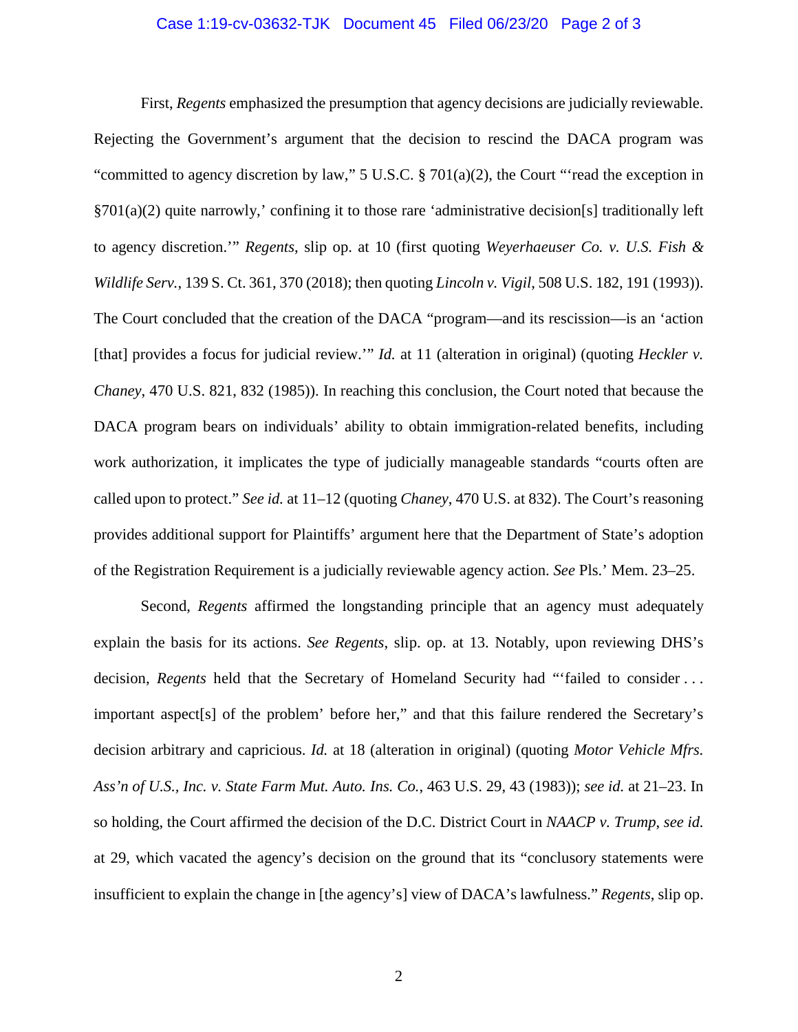First, *Regents* emphasized the presumption that agency decisions are judicially reviewable. Rejecting the Government's argument that the decision to rescind the DACA program was "committed to agency discretion by law," 5 U.S.C. § 701(a)(2), the Court "'read the exception in §701(a)(2) quite narrowly,' confining it to those rare 'administrative decision[s] traditionally left to agency discretion.'" *Regents*, slip op. at 10 (first quoting *Weyerhaeuser Co. v. U.S. Fish & Wildlife Serv.*, 139 S. Ct. 361, 370 (2018); then quoting *Lincoln v. Vigil*, 508 U.S. 182, 191 (1993)). The Court concluded that the creation of the DACA "program—and its rescission—is an 'action [that] provides a focus for judicial review.'" *Id.* at 11 (alteration in original) (quoting *Heckler v. Chaney*, 470 U.S. 821, 832 (1985)). In reaching this conclusion, the Court noted that because the DACA program bears on individuals' ability to obtain immigration-related benefits, including work authorization, it implicates the type of judicially manageable standards "courts often are called upon to protect." *See id.* at 11–12 (quoting *Chaney*, 470 U.S. at 832). The Court's reasoning provides additional support for Plaintiffs' argument here that the Department of State's adoption of the Registration Requirement is a judicially reviewable agency action. *See* Pls.' Mem. 23–25.

Second, *Regents* affirmed the longstanding principle that an agency must adequately explain the basis for its actions. *See Regents*, slip. op. at 13. Notably, upon reviewing DHS's decision, *Regents* held that the Secretary of Homeland Security had "'failed to consider . . . important aspect[s] of the problem' before her," and that this failure rendered the Secretary's decision arbitrary and capricious. *Id.* at 18 (alteration in original) (quoting *Motor Vehicle Mfrs. Ass'n of U.S., Inc. v. State Farm Mut. Auto. Ins. Co.*, 463 U.S. 29, 43 (1983)); *see id.* at 21–23. In so holding, the Court affirmed the decision of the D.C. District Court in *NAACP v. Trump*, *see id.* at 29, which vacated the agency's decision on the ground that its "conclusory statements were insufficient to explain the change in [the agency's] view of DACA's lawfulness." *Regents*, slip op.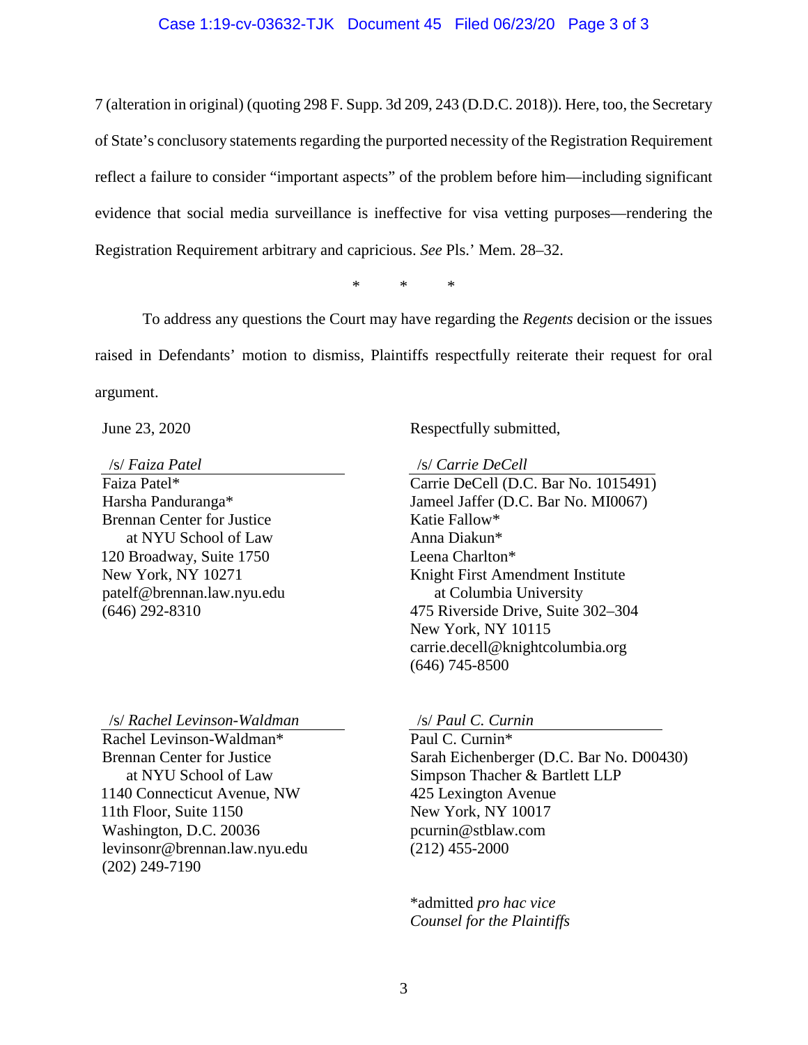7 (alteration in original) (quoting 298 F. Supp. 3d 209, 243 (D.D.C. 2018)). Here, too, the Secretary of State's conclusory statements regarding the purported necessity of the Registration Requirement reflect a failure to consider "important aspects" of the problem before him—including significant evidence that social media surveillance is ineffective for visa vetting purposes—rendering the Registration Requirement arbitrary and capricious. *See* Pls.' Mem. 28–32.

\* \* \*

To address any questions the Court may have regarding the *Regents* decision or the issues raised in Defendants' motion to dismiss, Plaintiffs respectfully reiterate their request for oral argument.

June 23, 2020

Respectfully submitted,

/s/ *Faiza Patel*
Faiza Patel*
Harsha Panduranga*
Brennan Center for Justice
at NYU School of Law
120 Broadway, Suite 1750
New York, NY 10271
patelf@brennan.law.nyu.edu
(646) 292-8310

/s/ *Carrie DeCell*
Carrie DeCell (D.C. Bar No. 1015491)
Jameel Jaffer (D.C. Bar No. MI0067)
Katie Fallow*
Anna Diakun*
Leena Charlton*
Knight First Amendment Institute
at Columbia University
475 Riverside Drive, Suite 302–304
New York, NY 10115
carrie.decell@knightcolumbia.org
(646) 745-8500

/s/ *Rachel Levinson-Waldman*
Rachel Levinson-Waldman*
Brennan Center for Justice
at NYU School of Law
1140 Connecticut Avenue, NW
11th Floor, Suite 1150
Washington, D.C. 20036
levinsonr@brennan.law.nyu.edu
(202) 249-7190

/s/ *Paul C. Curnin*
Paul C. Curnin*
Sarah Eichenberger (D.C. Bar No. D00430)
Simpson Thacher & Bartlett LLP
425 Lexington Avenue
New York, NY 10017
pcurnin@stblaw.com
(212) 455-2000

*admitted *pro hac vice*
*Counsel for the Plaintiffs*